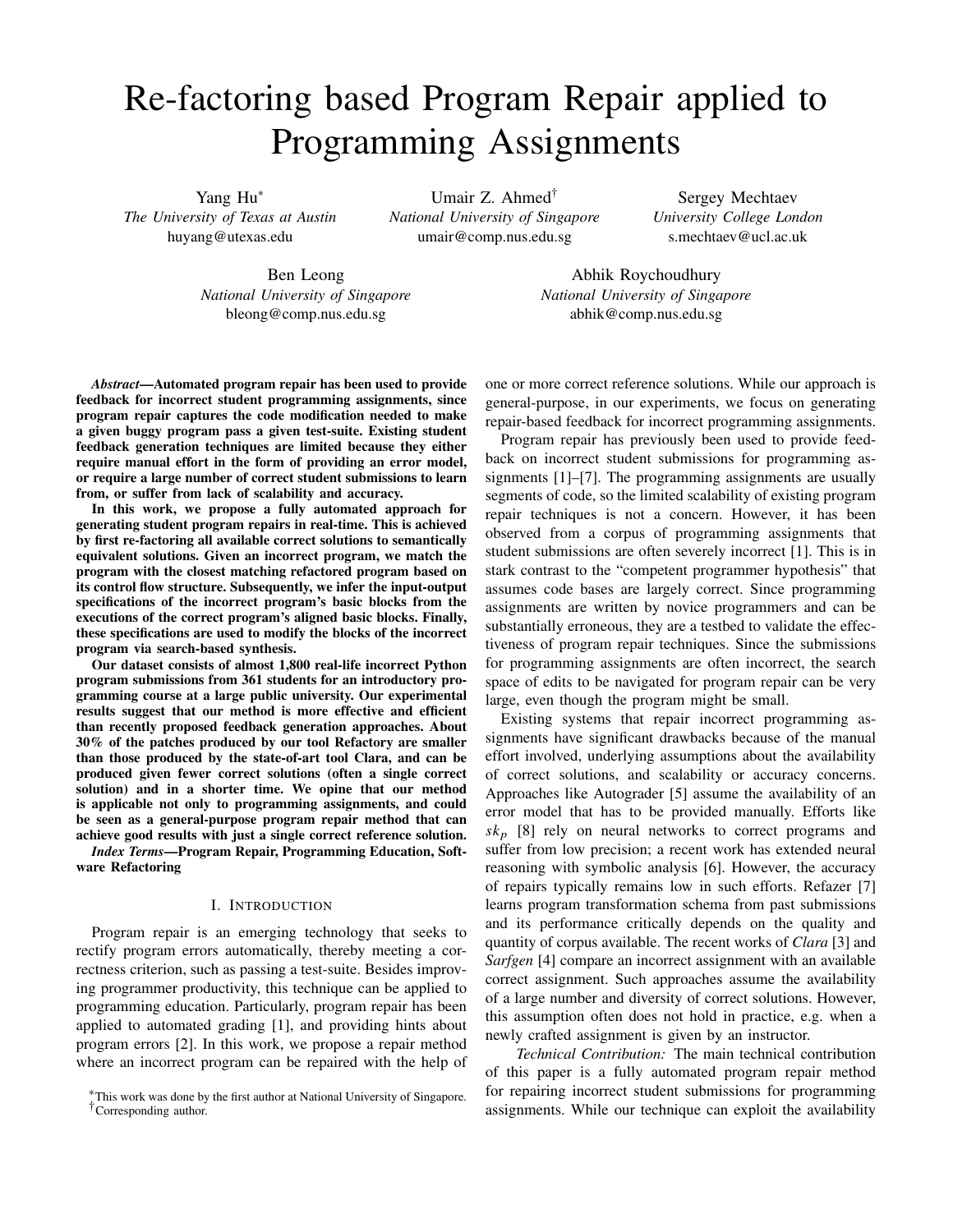# Re-factoring based Program Repair applied to Programming Assignments

Yang Hu[*]
*The University of Texas at Austin*
huyang@utexas.edu

Umair Z. Ahmed[†]
*National University of Singapore*
umair@comp.nus.edu.sg

Sergey Mechtaev
*University College London*
s.mechtaev@ucl.ac.uk

Ben Leong
*National University of Singapore*
bleong@comp.nus.edu.sg

Abhik Roychoudhury
*National University of Singapore*
abhik@comp.nus.edu.sg

***Abstract*—Automated program repair has been used to provide feedback for incorrect student programming assignments, since program repair captures the code modification needed to make a given buggy program pass a given test-suite. Existing student feedback generation techniques are limited because they either require manual effort in the form of providing an error model, or require a large number of correct student submissions to learn from, or suffer from lack of scalability and accuracy.**

**In this work, we propose a fully automated approach for generating student program repairs in real-time. This is achieved by first re-factoring all available correct solutions to semantically equivalent solutions. Given an incorrect program, we match the program with the closest matching refactored program based on its control flow structure. Subsequently, we infer the input-output specifications of the incorrect program's basic blocks from the executions of the correct program's aligned basic blocks. Finally, these specifications are used to modify the blocks of the incorrect program via search-based synthesis.**

**Our dataset consists of almost 1,800 real-life incorrect Python program submissions from 361 students for an introductory programming course at a large public university. Our experimental results suggest that our method is more effective and efficient than recently proposed feedback generation approaches. About 30% of the patches produced by our tool Refactory are smaller than those produced by the state-of-art tool Clara, and can be produced given fewer correct solutions (often a single correct solution) and in a shorter time. We opine that our method is applicable not only to programming assignments, and could be seen as a general-purpose program repair method that can achieve good results with just a single correct reference solution.**

***Index Terms*—Program Repair, Programming Education, Software Refactoring**

## I. Introduction

Program repair is an emerging technology that seeks to rectify program errors automatically, thereby meeting a correctness criterion, such as passing a test-suite. Besides improving programmer productivity, this technique can be applied to programming education. Particularly, program repair has been applied to automated grading [1], and providing hints about program errors [2]. In this work, we propose a repair method where an incorrect program can be repaired with the help of one or more correct reference solutions. While our approach is general-purpose, in our experiments, we focus on generating repair-based feedback for incorrect programming assignments.

Program repair has previously been used to provide feedback on incorrect student submissions for programming assignments [1]–[7]. The programming assignments are usually segments of code, so the limited scalability of existing program repair techniques is not a concern. However, it has been observed from a corpus of programming assignments that student submissions are often severely incorrect [1]. This is in stark contrast to the "competent programmer hypothesis" that assumes code bases are largely correct. Since programming assignments are written by novice programmers and can be substantially erroneous, they are a testbed to validate the effectiveness of program repair techniques. Since the submissions for programming assignments are often incorrect, the search space of edits to be navigated for program repair can be very large, even though the program might be small.

Existing systems that repair incorrect programming assignments have significant drawbacks because of the manual effort involved, underlying assumptions about the availability of correct solutions, and scalability or accuracy concerns. Approaches like Autograder [5] assume the availability of an error model that has to be provided manually. Efforts like $sk_p$ [8] rely on neural networks to correct programs and suffer from low precision; a recent work has extended neural reasoning with symbolic analysis [6]. However, the accuracy of repairs typically remains low in such efforts. Refazer [7] learns program transformation schema from past submissions and its performance critically depends on the quality and quantity of corpus available. The recent works of *Clara* [3] and *Sarfgen* [4] compare an incorrect assignment with an available correct assignment. Such approaches assume the availability of a large number and diversity of correct solutions. However, this assumption often does not hold in practice, e.g. when a newly crafted assignment is given by an instructor.

*Technical Contribution:* The main technical contribution of this paper is a fully automated program repair method for repairing incorrect student submissions for programming assignments. While our technique can exploit the availability

[*]This work was done by the first author at National University of Singapore.
[†]Corresponding author.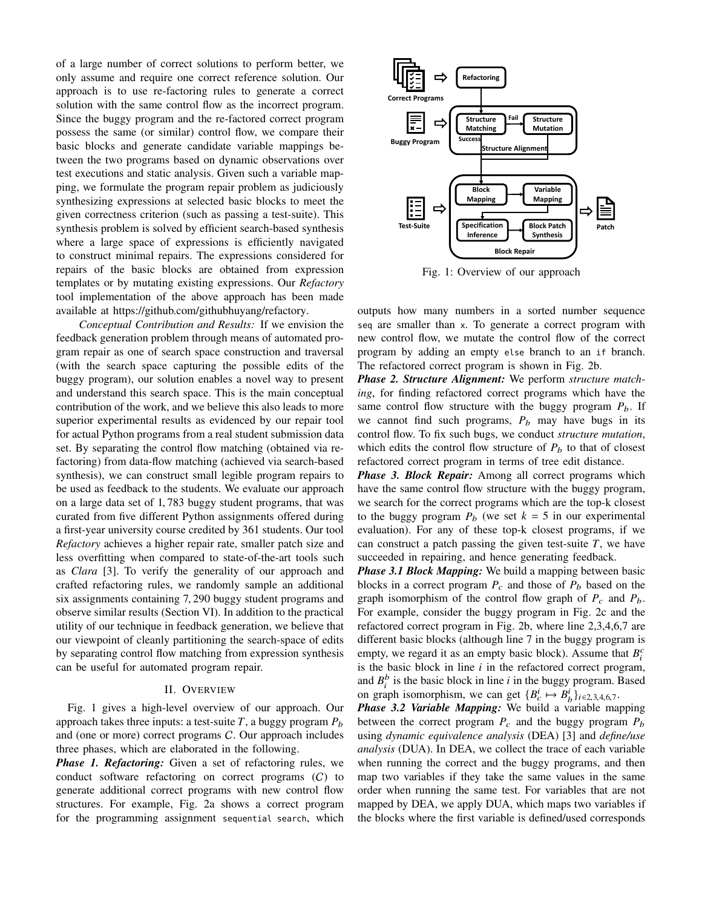of a large number of correct solutions to perform better, we only assume and require one correct reference solution. Our approach is to use re-factoring rules to generate a correct solution with the same control flow as the incorrect program. Since the buggy program and the re-factored correct program possess the same (or similar) control flow, we compare their basic blocks and generate candidate variable mappings between the two programs based on dynamic observations over test executions and static analysis. Given such a variable mapping, we formulate the program repair problem as judiciously synthesizing expressions at selected basic blocks to meet the given correctness criterion (such as passing a test-suite). This synthesis problem is solved by efficient search-based synthesis where a large space of expressions is efficiently navigated to construct minimal repairs. The expressions considered for repairs of the basic blocks are obtained from expression templates or by mutating existing expressions. Our *Refactory* tool implementation of the above approach has been made available at https://github.com/githubhuyang/refactory.

*Conceptual Contribution and Results:* If we envision the feedback generation problem through means of automated program repair as one of search space construction and traversal (with the search space capturing the possible edits of the buggy program), our solution enables a novel way to present and understand this search space. This is the main conceptual contribution of the work, and we believe this also leads to more superior experimental results as evidenced by our repair tool for actual Python programs from a real student submission data set. By separating the control flow matching (obtained via refactoring) from data-flow matching (achieved via search-based synthesis), we can construct small legible program repairs to be used as feedback to the students. We evaluate our approach on a large data set of 1,783 buggy student programs, that was curated from five different Python assignments offered during a first-year university course credited by 361 students. Our tool *Refactory* achieves a higher repair rate, smaller patch size and less overfitting when compared to state-of-the-art tools such as *Clara* [3]. To verify the generality of our approach and crafted refactoring rules, we randomly sample an additional six assignments containing 7,290 buggy student programs and observe similar results (Section VI). In addition to the practical utility of our technique in feedback generation, we believe that our viewpoint of cleanly partitioning the search-space of edits by separating control flow matching from expression synthesis can be useful for automated program repair.

## II. Overview

Fig. 1 gives a high-level overview of our approach. Our approach takes three inputs: a test-suite $T$, a buggy program $P_b$ and (one or more) correct programs $C$. Our approach includes three phases, which are elaborated in the following.

***Phase 1. Refactoring:*** Given a set of refactoring rules, we conduct software refactoring on correct programs ($C$) to generate additional correct programs with new control flow structures. For example, Fig. 2a shows a correct program for the programming assignment `sequential search`, which outputs how many numbers in a sorted number sequence `seq` are smaller than `x`. To generate a correct program with new control flow, we mutate the control flow of the correct program by adding an empty `else` branch to an `if` branch. The refactored correct program is shown in Fig. 2b.

Fig. 1: Overview of our approach

***Phase 2. Structure Alignment:*** We perform *structure matching*, for finding refactored correct programs which have the same control flow structure with the buggy program $P_b$. If we cannot find such programs, $P_b$ may have bugs in its control flow. To fix such bugs, we conduct *structure mutation*, which edits the control flow structure of $P_b$ to that of closest refactored correct program in terms of tree edit distance.

***Phase 3. Block Repair:*** Among all correct programs which have the same control flow structure with the buggy program, we search for the correct programs which are the top-k closest to the buggy program $P_b$ (we set $k = 5$ in our experimental evaluation). For any of these top-k closest programs, if we can construct a patch passing the given test-suite $T$, we have succeeded in repairing, and hence generating feedback.

***Phase 3.1 Block Mapping:*** We build a mapping between basic blocks in a correct program $P_c$ and those of $P_b$ based on the graph isomorphism of the control flow graph of $P_c$ and $P_b$. For example, consider the buggy program in Fig. 2c and the refactored correct program in Fig. 2b, where line 2,3,4,6,7 are different basic blocks (although line 7 in the buggy program is empty, we regard it as an empty basic block). Assume that $B_i^c$ is the basic block in line $i$ in the refactored correct program, and $B_i^b$ is the basic block in line $i$ in the buggy program. Based on graph isomorphism, we can get $\{B_c^i \mapsto B_b^i\}_{i \in 2,3,4,6,7}$.

***Phase 3.2 Variable Mapping:*** We build a variable mapping between the correct program $P_c$ and the buggy program $P_b$ using *dynamic equivalence analysis* (DEA) [3] and *define/use analysis* (DUA). In DEA, we collect the trace of each variable when running the correct and the buggy programs, and then map two variables if they take the same values in the same order when running the same test. For variables that are not mapped by DEA, we apply DUA, which maps two variables if the blocks where the first variable is defined/used corresponds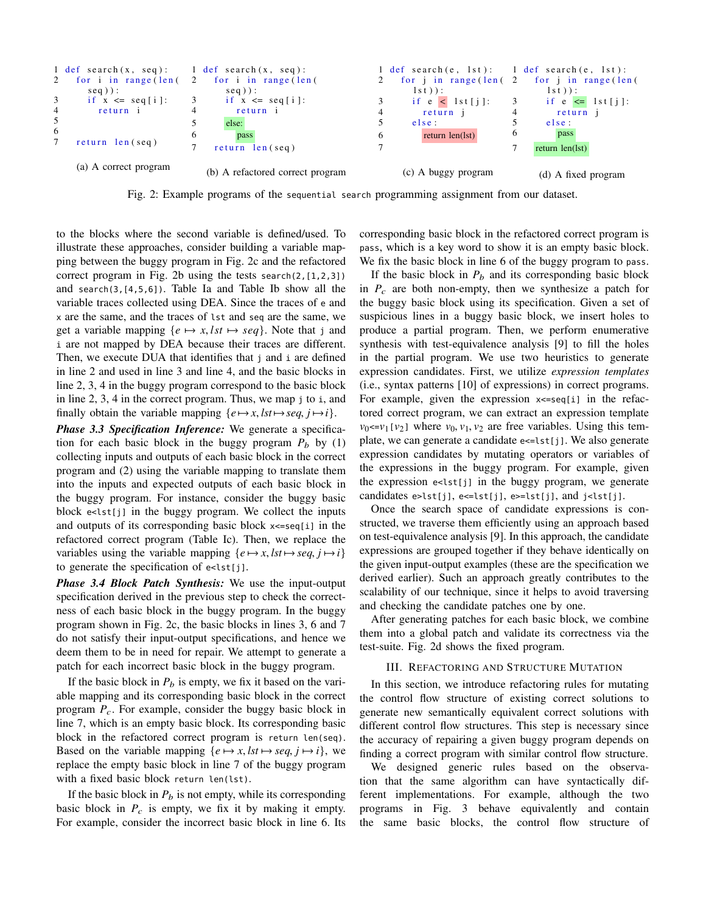(a) A correct program

```
1 def search(x, seq):
2   for i in range(len(seq)):
3     if x <= seq[i]:
4       return i
5
6
7   return len(seq)
```

(b) A refactored correct program

```
1 def search(x, seq):
2   for i in range(len(seq)):
3     if x <= seq[i]:
4       return i
5     else:
6       pass
7   return len(seq)
```

(c) A buggy program

```
1 def search(e, lst):
2   for j in range(len(lst)):
3     if e < lst[j]:
4       return j
5     else:
6       return len(lst)
7
```

(d) A fixed program

```
1 def search(e, lst):
2   for j in range(len(lst)):
3     if e <= lst[j]:
4       return j
5     else:
6       pass
7   return len(lst)
```

Fig. 2: Example programs of the `sequential search` programming assignment from our dataset.

to the blocks where the second variable is defined/used. To illustrate these approaches, consider building a variable mapping between the buggy program in Fig. 2c and the refactored correct program in Fig. 2b using the tests `search(2,[1,2,3])` and `search(3,[4,5,6])`. Table Ia and Table Ib show all the variable traces collected using DEA. Since the traces of `e` and `x` are the same, and the traces of `lst` and `seq` are the same, we get a variable mapping $\{e \mapsto x, lst \mapsto seq\}$. Note that `j` and `i` are not mapped by DEA because their traces are different. Then, we execute DUA that identifies that `j` and `i` are defined in line 2 and used in line 3 and line 4, and the basic blocks in line 2, 3, 4 in the buggy program correspond to the basic block in line 2, 3, 4 in the correct program. Thus, we map `j` to `i`, and finally obtain the variable mapping $\{e \mapsto x, lst \mapsto seq, j \mapsto i\}$.

***Phase 3.3 Specification Inference:*** We generate a specification for each basic block in the buggy program $P_b$ by (1) collecting inputs and outputs of each basic block in the correct program and (2) using the variable mapping to translate them into the inputs and expected outputs of each basic block in the buggy program. For instance, consider the buggy basic block `e<lst[j]` in the buggy program. We collect the inputs and outputs of its corresponding basic block `x<=seq[i]` in the refactored correct program (Table Ic). Then, we replace the variables using the variable mapping $\{e \mapsto x, lst \mapsto seq, j \mapsto i\}$ to generate the specification of `e<lst[j]`.

***Phase 3.4 Block Patch Synthesis:*** We use the input-output specification derived in the previous step to check the correctness of each basic block in the buggy program. In the buggy program shown in Fig. 2c, the basic blocks in lines 3, 6 and 7 do not satisfy their input-output specifications, and hence we deem them to be in need for repair. We attempt to generate a patch for each incorrect basic block in the buggy program.

If the basic block in $P_b$ is empty, we fix it based on the variable mapping and its corresponding basic block in the correct program $P_c$. For example, consider the buggy basic block in line 7, which is an empty basic block. Its corresponding basic block in the refactored correct program is `return len(seq)`. Based on the variable mapping $\{e \mapsto x, lst \mapsto seq, j \mapsto i\}$, we replace the empty basic block in line 7 of the buggy program with a fixed basic block `return len(lst)`.

If the basic block in $P_b$ is not empty, while its corresponding basic block in $P_c$ is empty, we fix it by making it empty. For example, consider the incorrect basic block in line 6. Its corresponding basic block in the refactored correct program is `pass`, which is a key word to show it is an empty basic block. We fix the basic block in line 6 of the buggy program to `pass`.

If the basic block in $P_b$ and its corresponding basic block in $P_c$ are both non-empty, then we synthesize a patch for the buggy basic block using its specification. Given a set of suspicious lines in a buggy basic block, we insert holes to produce a partial program. Then, we perform enumerative synthesis with test-equivalence analysis [9] to fill the holes in the partial program. We use two heuristics to generate expression candidates. First, we utilize *expression templates* (i.e., syntax patterns [10] of expressions) in correct programs. For example, given the expression `x<=seq[i]` in the refactored correct program, we can extract an expression template $v_0$<=$v_1$[$v_2$] where $v_0, v_1, v_2$ are free variables. Using this template, we can generate a candidate `e<=lst[j]`. We also generate expression candidates by mutating operators or variables of the expressions in the buggy program. For example, given the expression `e<lst[j]` in the buggy program, we generate candidates `e>lst[j]`, `e<=lst[j]`, `e>=lst[j]`, and `j<lst[j]`.

Once the search space of candidate expressions is constructed, we traverse them efficiently using an approach based on test-equivalence analysis [9]. In this approach, the candidate expressions are grouped together if they behave identically on the given input-output examples (these are the specification we derived earlier). Such an approach greatly contributes to the scalability of our technique, since it helps to avoid traversing and checking the candidate patches one by one.

After generating patches for each basic block, we combine them into a global patch and validate its correctness via the test-suite. Fig. 2d shows the fixed program.

## III. Refactoring and Structure Mutation

In this section, we introduce refactoring rules for mutating the control flow structure of existing correct solutions to generate new semantically equivalent correct solutions with different control flow structures. This step is necessary since the accuracy of repairing a given buggy program depends on finding a correct program with similar control flow structure.

We designed generic rules based on the observation that the same algorithm can have syntactically different implementations. For example, although the two programs in Fig. 3 behave equivalently and contain the same basic blocks, the control flow structure of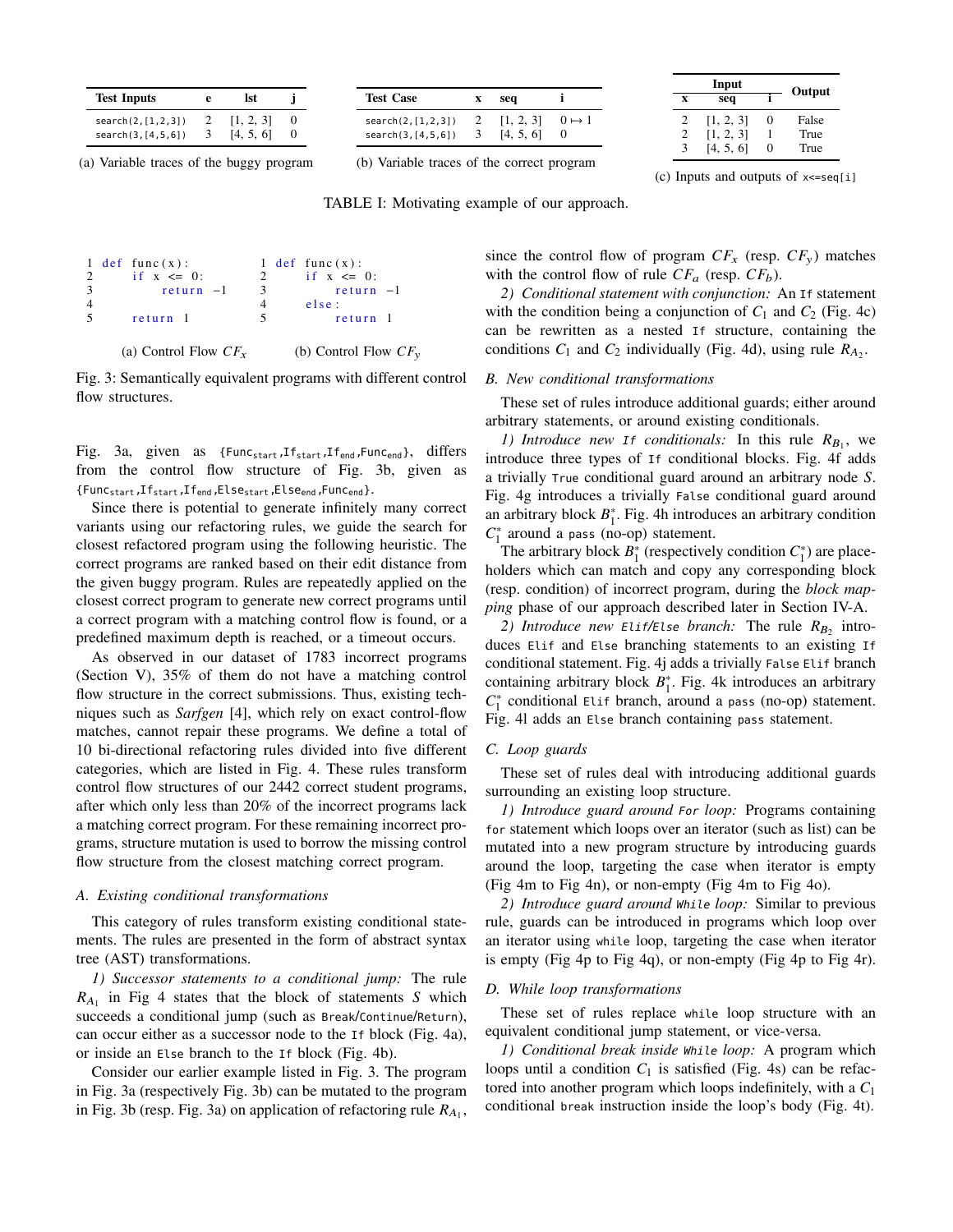| Test Inputs | e | lst | j |
|---|---|---|---|
| search(2,[1,2,3]) | 2 | [1, 2, 3] | 0 |
| search(3,[4,5,6]) | 3 | [4, 5, 6] | 0 |

(a) Variable traces of the buggy program

| Test Case | x | seq | i |
|---|---|---|---|
| search(2,[1,2,3]) | 2 | [1, 2, 3] | $0 \mapsto 1$ |
| search(3,[4,5,6]) | 3 | [4, 5, 6] | 0 |

(b) Variable traces of the correct program

| Input | | | Output |
|---|---|---|---|
| x | seq | i | |
| 2 | [1, 2, 3] | 0 | False |
| 2 | [1, 2, 3] | 1 | True |
| 3 | [4, 5, 6] | 0 | True |

(c) Inputs and outputs of `x<=seq[i]`

TABLE I: Motivating example of our approach.

```
1 def func(x):
2     if x <= 0:
3         return -1
4
5     return 1
```

(a) Control Flow $CF_x$

```
1 def func(x):
2     if x <= 0:
3         return -1
4     else:
5         return 1
```

(b) Control Flow $CF_y$

Fig. 3: Semantically equivalent programs with different control flow structures.

Fig. 3a, given as {$\texttt{Func}_{\texttt{start}}$,$\texttt{If}_{\texttt{start}}$,$\texttt{If}_{\texttt{end}}$,$\texttt{Func}_{\texttt{end}}$}, differs from the control flow structure of Fig. 3b, given as {$\texttt{Func}_{\texttt{start}}$,$\texttt{If}_{\texttt{start}}$,$\texttt{If}_{\texttt{end}}$,$\texttt{Else}_{\texttt{start}}$,$\texttt{Else}_{\texttt{end}}$,$\texttt{Func}_{\texttt{end}}$}.

Since there is potential to generate infinitely many correct variants using our refactoring rules, we guide the search for closest refactored program using the following heuristic. The correct programs are ranked based on their edit distance from the given buggy program. Rules are repeatedly applied on the closest correct program to generate new correct programs until a correct program with a matching control flow is found, or a predefined maximum depth is reached, or a timeout occurs.

As observed in our dataset of 1783 incorrect programs (Section V), 35% of them do not have a matching control flow structure in the correct submissions. Thus, existing techniques such as *Sarfgen* [4], which rely on exact control-flow matches, cannot repair these programs. We define a total of 10 bi-directional refactoring rules divided into five different categories, which are listed in Fig. 4. These rules transform control flow structures of our 2442 correct student programs, after which only less than 20% of the incorrect programs lack a matching correct program. For these remaining incorrect programs, structure mutation is used to borrow the missing control flow structure from the closest matching correct program.

### A. Existing conditional transformations

This category of rules transform existing conditional statements. The rules are presented in the form of abstract syntax tree (AST) transformations.

*1) Successor statements to a conditional jump:* The rule $R_{A_1}$ in Fig 4 states that the block of statements $S$ which succeeds a conditional jump (such as `Break`/`Continue`/`Return`), can occur either as a successor node to the `If` block (Fig. 4a), or inside an `Else` branch to the `If` block (Fig. 4b).

Consider our earlier example listed in Fig. 3. The program in Fig. 3a (respectively Fig. 3b) can be mutated to the program in Fig. 3b (resp. Fig. 3a) on application of refactoring rule $R_{A_1}$, since the control flow of program $CF_x$ (resp. $CF_y$) matches with the control flow of rule $CF_a$ (resp. $CF_b$).

*2) Conditional statement with conjunction:* An `If` statement with the condition being a conjunction of $C_1$ and $C_2$ (Fig. 4c) can be rewritten as a nested `If` structure, containing the conditions $C_1$ and $C_2$ individually (Fig. 4d), using rule $R_{A_2}$.

### B. New conditional transformations

These set of rules introduce additional guards; either around arbitrary statements, or around existing conditionals.

*1) Introduce new `If` conditionals:* In this rule $R_{B_1}$, we introduce three types of `If` conditional blocks. Fig. 4f adds a trivially `True` conditional guard around an arbitrary node $S$. Fig. 4g introduces a trivially `False` conditional guard around an arbitrary block $B_1^*$. Fig. 4h introduces an arbitrary condition $C_1^*$ around a `pass` (no-op) statement.

The arbitrary block $B_1^*$ (respectively condition $C_1^*$) are placeholders which can match and copy any corresponding block (resp. condition) of incorrect program, during the *block mapping* phase of our approach described later in Section IV-A.

*2) Introduce new `Elif`/`Else` branch:* The rule $R_{B_2}$ introduces `Elif` and `Else` branching statements to an existing `If` conditional statement. Fig. 4j adds a trivially `False` `Elif` branch containing arbitrary block $B_1^*$. Fig. 4k introduces an arbitrary $C_1^*$ conditional `Elif` branch, around a `pass` (no-op) statement. Fig. 4l adds an `Else` branch containing `pass` statement.

### C. Loop guards

These set of rules deal with introducing additional guards surrounding an existing loop structure.

*1) Introduce guard around `For` loop:* Programs containing `for` statement which loops over an iterator (such as list) can be mutated into a new program structure by introducing guards around the loop, targeting the case when iterator is empty (Fig 4m to Fig 4n), or non-empty (Fig 4m to Fig 4o).

*2) Introduce guard around `While` loop:* Similar to previous rule, guards can be introduced in programs which loop over an iterator using `while` loop, targeting the case when iterator is empty (Fig 4p to Fig 4q), or non-empty (Fig 4p to Fig 4r).

### D. While loop transformations

These set of rules replace `while` loop structure with an equivalent conditional jump statement, or vice-versa.

*1) Conditional break inside `While` loop:* A program which loops until a condition $C_1$ is satisfied (Fig. 4s) can be refactored into another program which loops indefinitely, with a $C_1$ conditional `break` instruction inside the loop's body (Fig. 4t).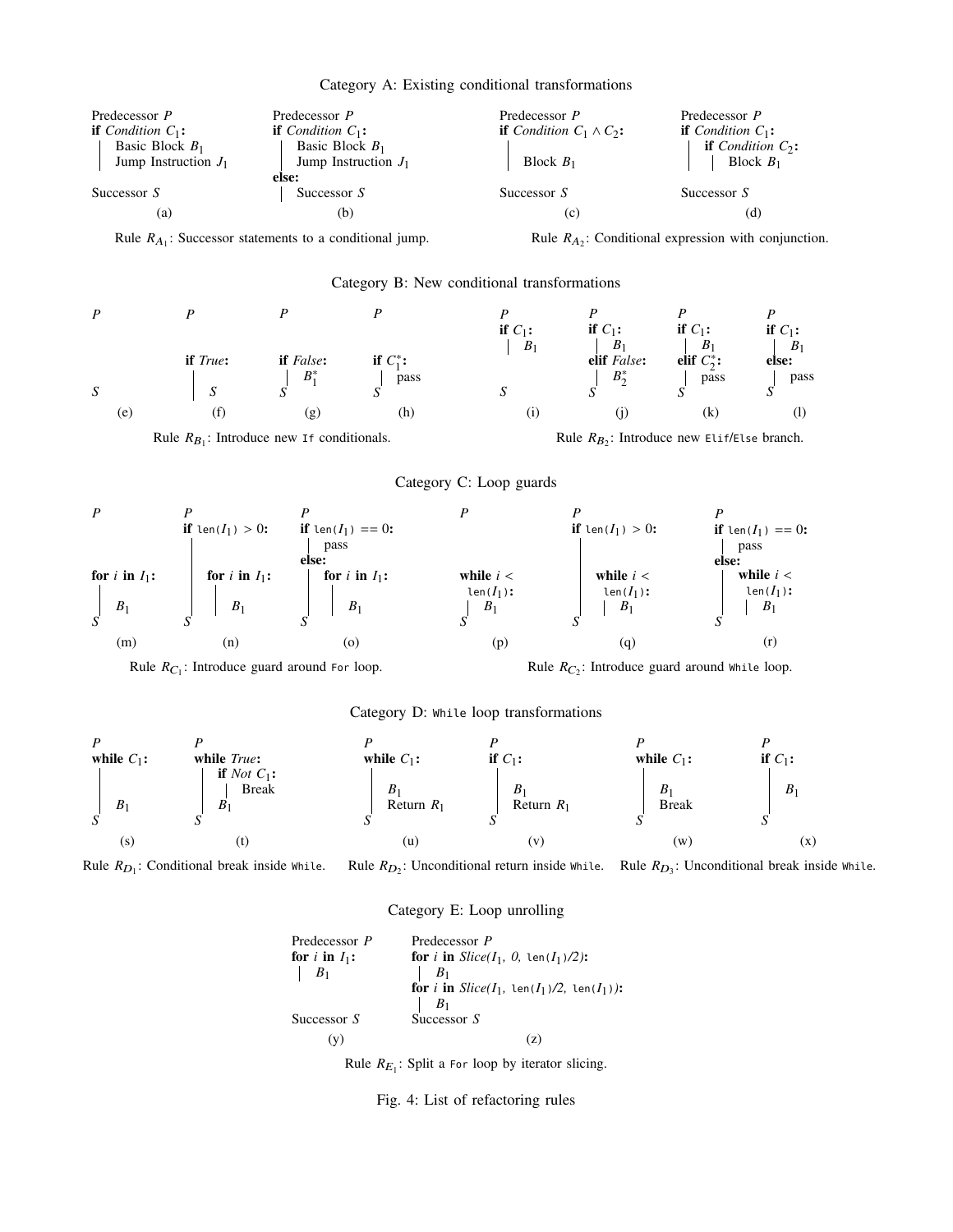### Category A: Existing conditional transformations

(a)
```
Predecessor P
if Condition C1:
  | Basic Block B1
  | Jump Instruction J1
Successor S
```

(b)
```
Predecessor P
if Condition C1:
  | Basic Block B1
  | Jump Instruction J1
else:
  | Successor S
```

Rule $R_{A_1}$: Successor statements to a conditional jump.

(c)
```
Predecessor P
if Condition C1 ∧ C2:
  |
  | Block B1
Successor S
```

(d)
```
Predecessor P
if Condition C1:
  | if Condition C2:
  |   | Block B1
Successor S
```

Rule $R_{A_2}$: Conditional expression with conjunction.

### Category B: New conditional transformations

(e)
```
P


S
```

(f)
```
P
if True:
  | S
```

(g)
```
P
if False:
  | B1*
S
```

(h)
```
P
if C1*:
  | pass
S
```

Rule $R_{B_1}$: Introduce new `If` conditionals.

(i)
```
P
if C1:
  | B1
S
```

(j)
```
P
if C1:
  | B1
elif False:
  | B2*
S
```

(k)
```
P
if C1:
  | B1
elif C2*:
  | pass
S
```

(l)
```
P
if C1:
  | B1
else:
  | pass
S
```

Rule $R_{B_2}$: Introduce new `Elif`/`Else` branch.

### Category C: Loop guards

(m)
```
P
for i in I1:
  | B1
S
```

(n)
```
P
if len(I1) > 0:
  | for i in I1:
  |   | B1
S
```

(o)
```
P
if len(I1) == 0:
  | pass
else:
  | for i in I1:
  |   | B1
S
```

Rule $R_{C_1}$: Introduce guard around `For` loop.

(p)
```
P
while i < len(I1):
  | B1
S
```

(q)
```
P
if len(I1) > 0:
  | while i < len(I1):
  |   | B1
S
```

(r)
```
P
if len(I1) == 0:
  | pass
else:
  | while i < len(I1):
  |   | B1
S
```

Rule $R_{C_2}$: Introduce guard around `While` loop.

### Category D: `While` loop transformations

(s)
```
P
while C1:
  | B1
S
```

(t)
```
P
while True:
  | if Not C1:
  |   | Break
  | B1
S
```

Rule $R_{D_1}$: Conditional break inside `While`.

(u)
```
P
while C1:
  | B1
  | Return R1
S
```

(v)
```
P
if C1:
  | B1
  | Return R1
S
```

Rule $R_{D_2}$: Unconditional return inside `While`.

(w)
```
P
while C1:
  | B1
  | Break
S
```

(x)
```
P
if C1:
  | B1
S
```

Rule $R_{D_3}$: Unconditional break inside `While`.

### Category E: Loop unrolling

(y)
```
Predecessor P
for i in I1:
  | B1
Successor S
```

(z)
```
Predecessor P
for i in Slice(I1, 0, len(I1)/2):
  | B1
for i in Slice(I1, len(I1)/2, len(I1)):
  | B1
Successor S
```

Rule $R_{E_1}$: Split a `For` loop by iterator slicing.

Fig. 4: List of refactoring rules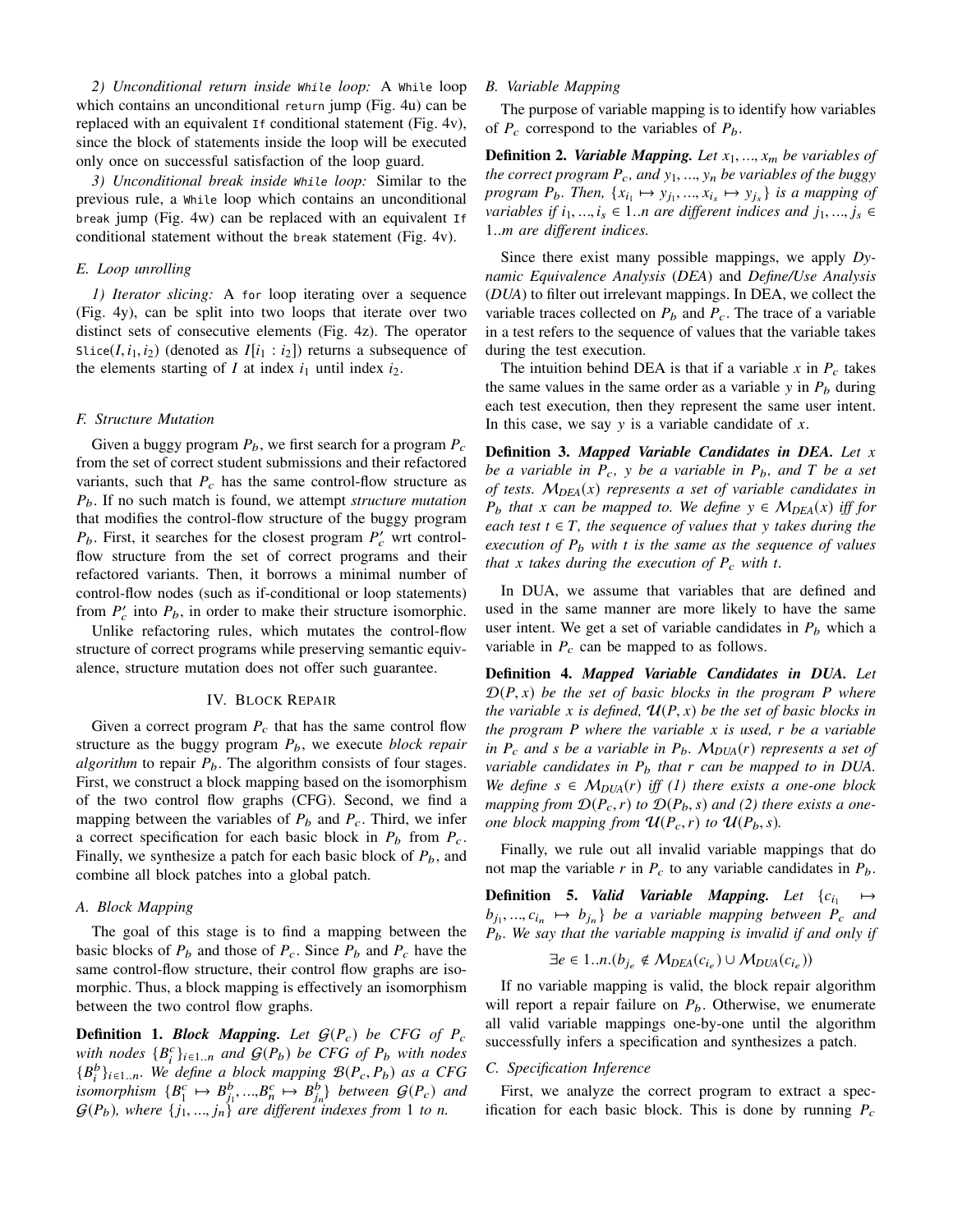*2) Unconditional return inside* `While` *loop:* A `While` loop which contains an unconditional `return` jump (Fig. 4u) can be replaced with an equivalent `If` conditional statement (Fig. 4v), since the block of statements inside the loop will be executed only once on successful satisfaction of the loop guard.

*3) Unconditional break inside* `While` *loop:* Similar to the previous rule, a `While` loop which contains an unconditional `break` jump (Fig. 4w) can be replaced with an equivalent `If` conditional statement without the `break` statement (Fig. 4v).

### *E. Loop unrolling*

*1) Iterator slicing:* A `for` loop iterating over a sequence (Fig. 4y), can be split into two loops that iterate over two distinct sets of consecutive elements (Fig. 4z). The operator $\texttt{Slice}(I, i_1, i_2)$ (denoted as $I[i_1 : i_2]$) returns a subsequence of the elements starting of $I$ at index $i_1$ until index $i_2$.

### *F. Structure Mutation*

Given a buggy program $P_b$, we first search for a program $P_c$ from the set of correct student submissions and their refactored variants, such that $P_c$ has the same control-flow structure as $P_b$. If no such match is found, we attempt *structure mutation* that modifies the control-flow structure of the buggy program $P_b$. First, it searches for the closest program $P'_c$ wrt control-flow structure from the set of correct programs and their refactored variants. Then, it borrows a minimal number of control-flow nodes (such as if-conditional or loop statements) from $P'_c$ into $P_b$, in order to make their structure isomorphic.

Unlike refactoring rules, which mutates the control-flow structure of correct programs while preserving semantic equivalence, structure mutation does not offer such guarantee.

## IV. Block Repair

Given a correct program $P_c$ that has the same control flow structure as the buggy program $P_b$, we execute *block repair algorithm* to repair $P_b$. The algorithm consists of four stages. First, we construct a block mapping based on the isomorphism of the two control flow graphs (CFG). Second, we find a mapping between the variables of $P_b$ and $P_c$. Third, we infer a correct specification for each basic block in $P_b$ from $P_c$. Finally, we synthesize a patch for each basic block of $P_b$, and combine all block patches into a global patch.

### *A. Block Mapping*

The goal of this stage is to find a mapping between the basic blocks of $P_b$ and those of $P_c$. Since $P_b$ and $P_c$ have the same control-flow structure, their control flow graphs are isomorphic. Thus, a block mapping is effectively an isomorphism between the two control flow graphs.

**Definition 1.** ***Block Mapping.*** *Let $\mathcal{G}(P_c)$ be CFG of $P_c$ with nodes $\{B^c_i\}_{i\in 1..n}$ and $\mathcal{G}(P_b)$ be CFG of $P_b$ with nodes $\{B^b_i\}_{i\in 1..n}$. We define a block mapping $\mathcal{B}(P_c, P_b)$ as a CFG isomorphism $\{B^c_1 \mapsto B^b_{j_1}, ..., B^c_n \mapsto B^b_{j_n}\}$ between $\mathcal{G}(P_c)$ and $\mathcal{G}(P_b)$, where $\{j_1, ..., j_n\}$ are different indexes from 1 to $n$.*

### *B. Variable Mapping*

The purpose of variable mapping is to identify how variables of $P_c$ correspond to the variables of $P_b$.

**Definition 2.** ***Variable Mapping.*** *Let $x_1, ..., x_m$ be variables of the correct program $P_c$, and $y_1, ..., y_n$ be variables of the buggy program $P_b$. Then, $\{x_{i_1} \mapsto y_{j_1}, ..., x_{i_s} \mapsto y_{j_s}\}$ is a mapping of variables if $i_1, ..., i_s \in 1..n$ are different indices and $j_1, ..., j_s \in 1..m$ are different indices.*

Since there exist many possible mappings, we apply *Dynamic Equivalence Analysis* (*DEA*) and *Define/Use Analysis* (*DUA*) to filter out irrelevant mappings. In DEA, we collect the variable traces collected on $P_b$ and $P_c$. The trace of a variable in a test refers to the sequence of values that the variable takes during the test execution.

The intuition behind DEA is that if a variable $x$ in $P_c$ takes the same values in the same order as a variable $y$ in $P_b$ during each test execution, then they represent the same user intent. In this case, we say $y$ is a variable candidate of $x$.

**Definition 3.** ***Mapped Variable Candidates in DEA.*** *Let $x$ be a variable in $P_c$, $y$ be a variable in $P_b$, and $T$ be a set of tests. $\mathcal{M}_{DEA}(x)$ represents a set of variable candidates in $P_b$ that $x$ can be mapped to. We define $y \in \mathcal{M}_{DEA}(x)$ iff for each test $t \in T$, the sequence of values that $y$ takes during the execution of $P_b$ with $t$ is the same as the sequence of values that $x$ takes during the execution of $P_c$ with $t$.*

In DUA, we assume that variables that are defined and used in the same manner are more likely to have the same user intent. We get a set of variable candidates in $P_b$ which a variable in $P_c$ can be mapped to as follows.

**Definition 4.** ***Mapped Variable Candidates in DUA.*** *Let $\mathcal{D}(P, x)$ be the set of basic blocks in the program $P$ where the variable $x$ is defined, $\mathcal{U}(P, x)$ be the set of basic blocks in the program $P$ where the variable $x$ is used, $r$ be a variable in $P_c$ and $s$ be a variable in $P_b$. $\mathcal{M}_{DUA}(r)$ represents a set of variable candidates in $P_b$ that $r$ can be mapped to in DUA. We define $s \in \mathcal{M}_{DUA}(r)$ iff (1) there exists a one-one block mapping from $\mathcal{D}(P_c, r)$ to $\mathcal{D}(P_b, s)$ and (2) there exists a one-one block mapping from $\mathcal{U}(P_c, r)$ to $\mathcal{U}(P_b, s)$.*

Finally, we rule out all invalid variable mappings that do not map the variable $r$ in $P_c$ to any variable candidates in $P_b$.

**Definition 5.** ***Valid Variable Mapping.*** *Let $\{c_{i_1} \mapsto b_{j_1}, ..., c_{i_n} \mapsto b_{j_n}\}$ be a variable mapping between $P_c$ and $P_b$. We say that the variable mapping is invalid if and only if*

$$\exists e \in 1..n.(b_{j_e} \notin \mathcal{M}_{DEA}(c_{i_e}) \cup \mathcal{M}_{DUA}(c_{i_e}))$$

If no variable mapping is valid, the block repair algorithm will report a repair failure on $P_b$. Otherwise, we enumerate all valid variable mappings one-by-one until the algorithm successfully infers a specification and synthesizes a patch.

### *C. Specification Inference*

First, we analyze the correct program to extract a specification for each basic block. This is done by running $P_c$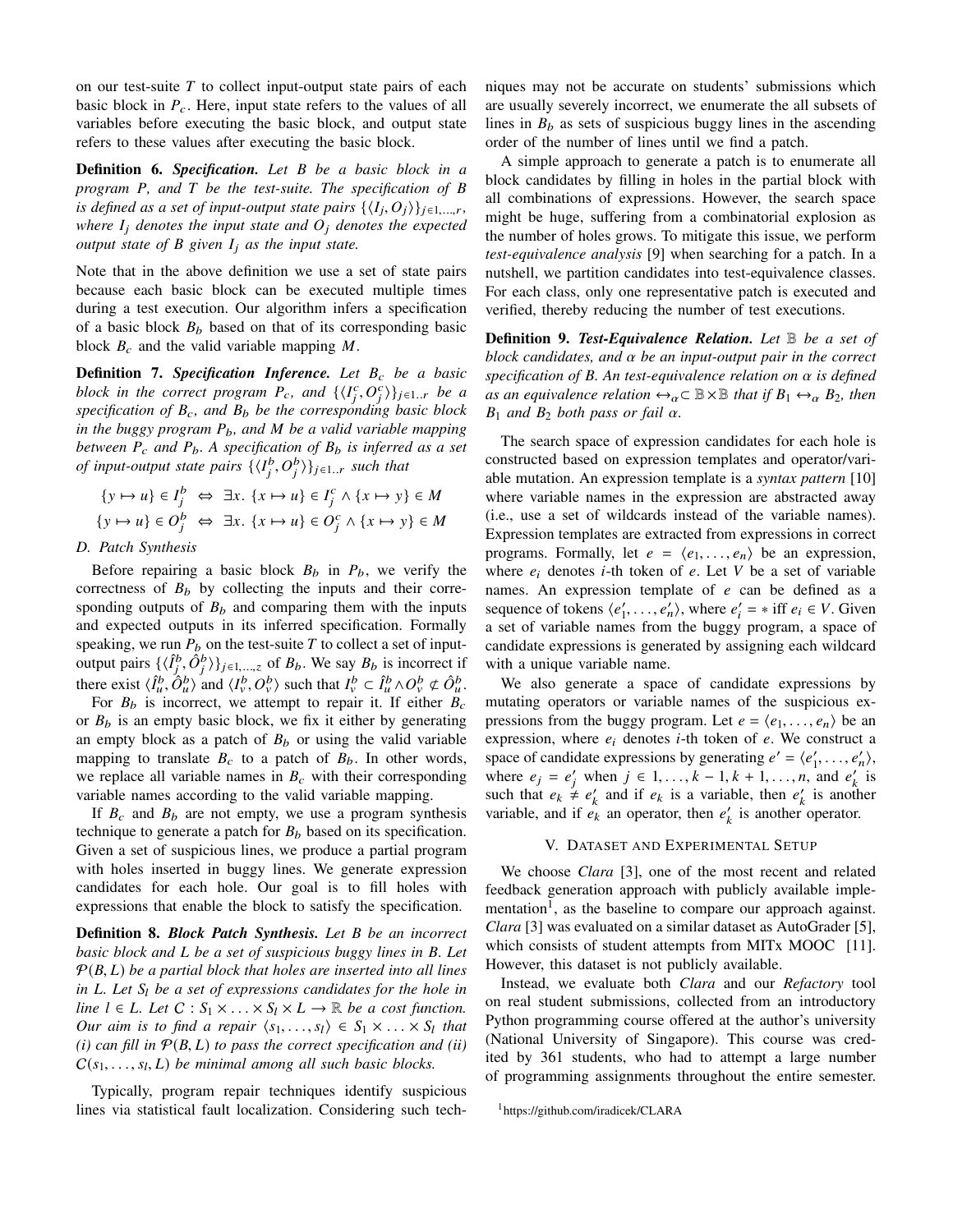on our test-suite $T$ to collect input-output state pairs of each basic block in $P_c$. Here, input state refers to the values of all variables before executing the basic block, and output state refers to these values after executing the basic block.

**Definition 6.** ***Specification.*** *Let $B$ be a basic block in a program $P$, and $T$ be the test-suite. The specification of $B$ is defined as a set of input-output state pairs $\{\langle I_j, O_j \rangle\}_{j \in 1,\ldots,r}$, where $I_j$ denotes the input state and $O_j$ denotes the expected output state of $B$ given $I_j$ as the input state.*

Note that in the above definition we use a set of state pairs because each basic block can be executed multiple times during a test execution. Our algorithm infers a specification of a basic block $B_b$ based on that of its corresponding basic block $B_c$ and the valid variable mapping $M$.

**Definition 7.** ***Specification Inference.*** *Let $B_c$ be a basic block in the correct program $P_c$, and $\{\langle I_j^c, O_j^c \rangle\}_{j \in 1..r}$ be a specification of $B_c$, and $B_b$ be the corresponding basic block in the buggy program $P_b$, and $M$ be a valid variable mapping between $P_c$ and $P_b$. A specification of $B_b$ is inferred as a set of input-output state pairs $\{\langle I_j^b, O_j^b \rangle\}_{j \in 1..r}$ such that*

$$\{y \mapsto u\} \in I_j^b \;\Leftrightarrow\; \exists x.\ \{x \mapsto u\} \in I_j^c \wedge \{x \mapsto y\} \in M$$
$$\{y \mapsto u\} \in O_j^b \;\Leftrightarrow\; \exists x.\ \{x \mapsto u\} \in O_j^c \wedge \{x \mapsto y\} \in M$$

### D. Patch Synthesis

Before repairing a basic block $B_b$ in $P_b$, we verify the correctness of $B_b$ by collecting the inputs and their corresponding outputs of $B_b$ and comparing them with the inputs and expected outputs in its inferred specification. Formally speaking, we run $P_b$ on the test-suite $T$ to collect a set of input-output pairs $\{\langle \hat{I}_j^b, \hat{O}_j^b \rangle\}_{j \in 1,\ldots,z}$ of $B_b$. We say $B_b$ is incorrect if there exist $\langle \hat{I}_u^b, \hat{O}_u^b \rangle$ and $\langle I_v^b, O_v^b \rangle$ such that $I_v^b \subset \hat{I}_u^b \wedge O_v^b \not\subset \hat{O}_u^b$.

For $B_b$ is incorrect, we attempt to repair it. If either $B_c$ or $B_b$ is an empty basic block, we fix it either by generating an empty block as a patch of $B_b$ or using the valid variable mapping to translate $B_c$ to a patch of $B_b$. In other words, we replace all variable names in $B_c$ with their corresponding variable names according to the valid variable mapping.

If $B_c$ and $B_b$ are not empty, we use a program synthesis technique to generate a patch for $B_b$ based on its specification. Given a set of suspicious lines, we produce a partial program with holes inserted in buggy lines. We generate expression candidates for each hole. Our goal is to fill holes with expressions that enable the block to satisfy the specification.

**Definition 8.** ***Block Patch Synthesis.*** *Let $B$ be an incorrect basic block and $L$ be a set of suspicious buggy lines in $B$. Let $\mathcal{P}(B, L)$ be a partial block that holes are inserted into all lines in $L$. Let $S_l$ be a set of expressions candidates for the hole in line $l \in L$. Let $C : S_1 \times \ldots \times S_l \times L \rightarrow \mathbb{R}$ be a cost function. Our aim is to find a repair $\langle s_1, \ldots, s_l \rangle \in S_1 \times \ldots \times S_l$ that (i) can fill in $\mathcal{P}(B, L)$ to pass the correct specification and (ii) $C(s_1, \ldots, s_l, L)$ be minimal among all such basic blocks.*

Typically, program repair techniques identify suspicious lines via statistical fault localization. Considering such techniques may not be accurate on students' submissions which are usually severely incorrect, we enumerate the all subsets of lines in $B_b$ as sets of suspicious buggy lines in the ascending order of the number of lines until we find a patch.

A simple approach to generate a patch is to enumerate all block candidates by filling in holes in the partial block with all combinations of expressions. However, the search space might be huge, suffering from a combinatorial explosion as the number of holes grows. To mitigate this issue, we perform *test-equivalence analysis* [9] when searching for a patch. In a nutshell, we partition candidates into test-equivalence classes. For each class, only one representative patch is executed and verified, thereby reducing the number of test executions.

**Definition 9.** ***Test-Equivalence Relation.*** *Let $\mathbb{B}$ be a set of block candidates, and $\alpha$ be an input-output pair in the correct specification of $B$. An test-equivalence relation on $\alpha$ is defined as an equivalence relation $\leftrightarrow_\alpha \subset \mathbb{B} \times \mathbb{B}$ that if $B_1 \leftrightarrow_\alpha B_2$, then $B_1$ and $B_2$ both pass or fail $\alpha$.*

The search space of expression candidates for each hole is constructed based on expression templates and operator/variable mutation. An expression template is a *syntax pattern* [10] where variable names in the expression are abstracted away (i.e., use a set of wildcards instead of the variable names). Expression templates are extracted from expressions in correct programs. Formally, let $e = \langle e_1, \ldots, e_n \rangle$ be an expression, where $e_i$ denotes $i$-th token of $e$. Let $V$ be a set of variable names. An expression template of $e$ can be defined as a sequence of tokens $\langle e_1', \ldots, e_n' \rangle$, where $e_i' = *$ iff $e_i \in V$. Given a set of variable names from the buggy program, a space of candidate expressions is generated by assigning each wildcard with a unique variable name.

We also generate a space of candidate expressions by mutating operators or variable names of the suspicious expressions from the buggy program. Let $e = \langle e_1, \ldots, e_n \rangle$ be an expression, where $e_i$ denotes $i$-th token of $e$. We construct a space of candidate expressions by generating $e' = \langle e_1', \ldots, e_n' \rangle$, where $e_j = e_j'$ when $j \in 1, \ldots, k-1, k+1, \ldots, n$, and $e_k'$ is such that $e_k \neq e_k'$ and if $e_k$ is a variable, then $e_k'$ is another variable, and if $e_k$ an operator, then $e_k'$ is another operator.

## V. Dataset and Experimental Setup

We choose *Clara* [3], one of the most recent and related feedback generation approach with publicly available implementation[1], as the baseline to compare our approach against. *Clara* [3] was evaluated on a similar dataset as AutoGrader [5], which consists of student attempts from MITx MOOC [11]. However, this dataset is not publicly available.

Instead, we evaluate both *Clara* and our *Refactory* tool on real student submissions, collected from an introductory Python programming course offered at the author's university (National University of Singapore). This course was credited by 361 students, who had to attempt a large number of programming assignments throughout the entire semester.

[1] https://github.com/iradicek/CLARA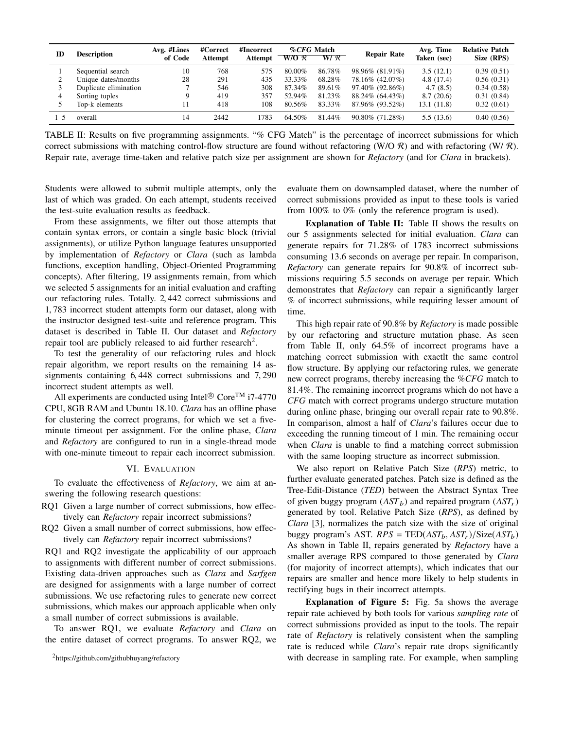| ID | Description | Avg. #Lines of Code | #Correct Attempt | #Incorrect Attempt | %CFG Match |  | Repair Rate | Avg. Time Taken (sec) | Relative Patch Size (RPS) |
|---|---|---|---|---|---|---|---|---|---|
|  |  |  |  |  | W/O $\mathcal{R}$ | W/ $\mathcal{R}$ |  |  |  |
| 1 | Sequential search | 10 | 768 | 575 | 80.00% | 86.78% | 98.96% (81.91%) | 3.5 (12.1) | 0.39 (0.51) |
| 2 | Unique dates/months | 28 | 291 | 435 | 33.33% | 68.28% | 78.16% (42.07%) | 4.8 (17.4) | 0.56 (0.31) |
| 3 | Duplicate elimination | 7 | 546 | 308 | 87.34% | 89.61% | 97.40% (92.86%) | 4.7 (8.5) | 0.34 (0.58) |
| 4 | Sorting tuples | 9 | 419 | 357 | 52.94% | 81.23% | 88.24% (64.43%) | 8.7 (20.6) | 0.31 (0.84) |
| 5 | Top-k elements | 11 | 418 | 108 | 80.56% | 83.33% | 87.96% (93.52%) | 13.1 (11.8) | 0.32 (0.61) |
| 1–5 | overall | 14 | 2442 | 1783 | 64.50% | 81.44% | 90.80% (71.28%) | 5.5 (13.6) | 0.40 (0.56) |

TABLE II: Results on five programming assignments. "% CFG Match" is the percentage of incorrect submissions for which correct submissions with matching control-flow structure are found without refactoring (W/O $\mathcal{R}$) and with refactoring (W/ $\mathcal{R}$). Repair rate, average time-taken and relative patch size per assignment are shown for *Refactory* (and for *Clara* in brackets).

Students were allowed to submit multiple attempts, only the last of which was graded. On each attempt, students received the test-suite evaluation results as feedback.

From these assignments, we filter out those attempts that contain syntax errors, or contain a single basic block (trivial assignments), or utilize Python language features unsupported by implementation of *Refactory* or *Clara* (such as lambda functions, exception handling, Object-Oriented Programming concepts). After filtering, 19 assignments remain, from which we selected 5 assignments for an initial evaluation and crafting our refactoring rules. Totally. 2,442 correct submissions and 1,783 incorrect student attempts form our dataset, along with the instructor designed test-suite and reference program. This dataset is described in Table II. Our dataset and *Refactory* repair tool are publicly released to aid further research[2].

To test the generality of our refactoring rules and block repair algorithm, we report results on the remaining 14 assignments containing 6,448 correct submissions and 7,290 incorrect student attempts as well.

All experiments are conducted using Intel® Core™ i7-4770 CPU, 8GB RAM and Ubuntu 18.10. *Clara* has an offline phase for clustering the correct programs, for which we set a five-minute timeout per assignment. For the online phase, *Clara* and *Refactory* are configured to run in a single-thread mode with one-minute timeout to repair each incorrect submission.

## VI. Evaluation

To evaluate the effectiveness of *Refactory*, we aim at answering the following research questions:

- RQ1 Given a large number of correct submissions, how effectively can *Refactory* repair incorrect submissions?
- RQ2 Given a small number of correct submissions, how effectively can *Refactory* repair incorrect submissions?

RQ1 and RQ2 investigate the applicability of our approach to assignments with different number of correct submissions. Existing data-driven approaches such as *Clara* and *Sarfgen* are designed for assignments with a large number of correct submissions. We use refactoring rules to generate new correct submissions, which makes our approach applicable when only a small number of correct submissions is available.

To answer RQ1, we evaluate *Refactory* and *Clara* on the entire dataset of correct programs. To answer RQ2, we evaluate them on downsampled dataset, where the number of correct submissions provided as input to these tools is varied from 100% to 0% (only the reference program is used).

**Explanation of Table II:** Table II shows the results on our 5 assignments selected for initial evaluation. *Clara* can generate repairs for 71.28% of 1783 incorrect submissions consuming 13.6 seconds on average per repair. In comparison, *Refactory* can generate repairs for 90.8% of incorrect submissions requiring 5.5 seconds on average per repair. Which demonstrates that *Refactory* can repair a significantly larger % of incorrect submissions, while requiring lesser amount of time.

This high repair rate of 90.8% by *Refactory* is made possible by our refactoring and structure mutation phase. As seen from Table II, only 64.5% of incorrect programs have a matching correct submission with exactlt the same control flow structure. By applying our refactoring rules, we generate new correct programs, thereby increasing the %*CFG* match to 81.4%. The remaining incorrect programs which do not have a *CFG* match with correct programs undergo structure mutation during online phase, bringing our overall repair rate to 90.8%. In comparison, almost a half of *Clara*'s failures occur due to exceeding the running timeout of 1 min. The remaining occur when *Clara* is unable to find a matching correct submission with the same looping structure as incorrect submission.

We also report on Relative Patch Size (*RPS*) metric, to further evaluate generated patches. Patch size is defined as the Tree-Edit-Distance (*TED*) between the Abstract Syntax Tree of given buggy program ($AST_b$) and repaired program ($AST_r$) generated by tool. Relative Patch Size (*RPS*), as defined by *Clara* [3], normalizes the patch size with the size of original buggy program's AST. $RPS = \text{TED}(AST_b, AST_r)/\text{Size}(AST_b)$ As shown in Table II, repairs generated by *Refactory* have a smaller average RPS compared to those generated by *Clara* (for majority of incorrect attempts), which indicates that our repairs are smaller and hence more likely to help students in rectifying bugs in their incorrect attempts.

**Explanation of Figure 5:** Fig. 5a shows the average repair rate achieved by both tools for various *sampling rate* of correct submissions provided as input to the tools. The repair rate of *Refactory* is relatively consistent when the sampling rate is reduced while *Clara*'s repair rate drops significantly with decrease in sampling rate. For example, when sampling

[2] https://github.com/githubhuyang/refactory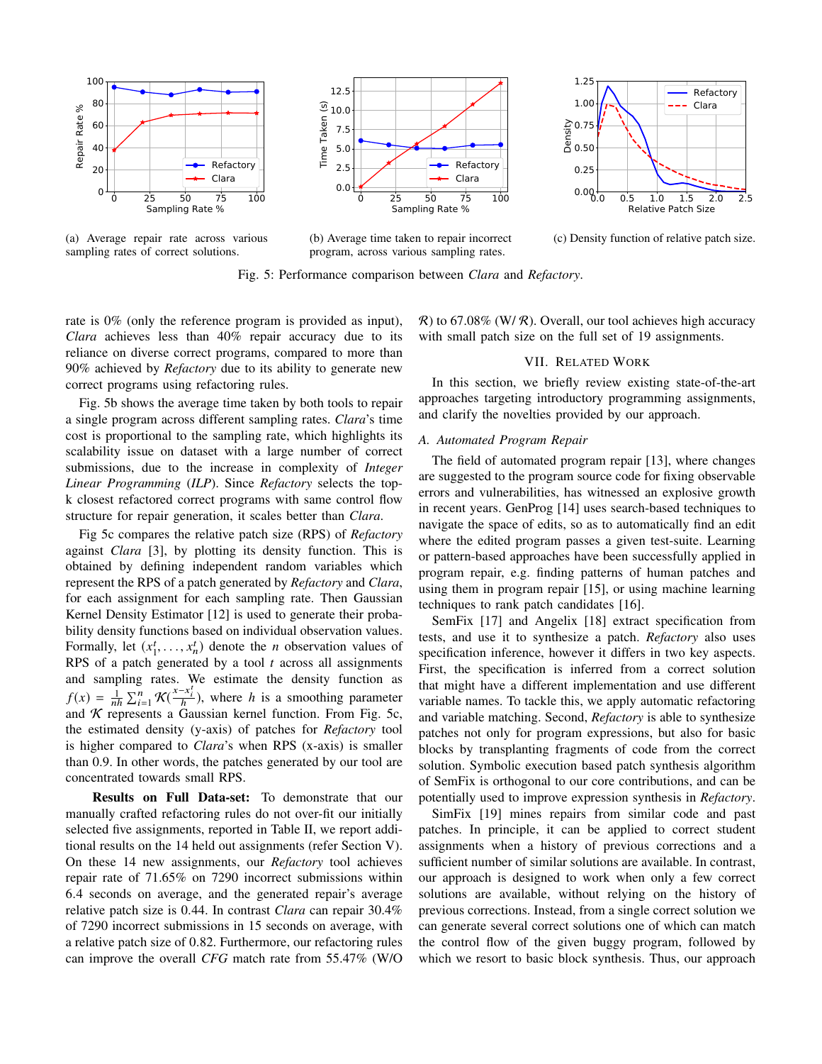(a) Average repair rate across various sampling rates of correct solutions.

(b) Average time taken to repair incorrect program, across various sampling rates.

(c) Density function of relative patch size.

Fig. 5: Performance comparison between *Clara* and *Refactory*.

rate is 0% (only the reference program is provided as input), *Clara* achieves less than 40% repair accuracy due to its reliance on diverse correct programs, compared to more than 90% achieved by *Refactory* due to its ability to generate new correct programs using refactoring rules.

Fig. 5b shows the average time taken by both tools to repair a single program across different sampling rates. *Clara*'s time cost is proportional to the sampling rate, which highlights its scalability issue on dataset with a large number of correct submissions, due to the increase in complexity of *Integer Linear Programming* (*ILP*). Since *Refactory* selects the top-k closest refactored correct programs with same control flow structure for repair generation, it scales better than *Clara*.

Fig 5c compares the relative patch size (RPS) of *Refactory* against *Clara* [3], by plotting its density function. This is obtained by defining independent random variables which represent the RPS of a patch generated by *Refactory* and *Clara*, for each assignment for each sampling rate. Then Gaussian Kernel Density Estimator [12] is used to generate their probability density functions based on individual observation values. Formally, let $(x_1^t, \ldots, x_n^t)$ denote the $n$ observation values of RPS of a patch generated by a tool $t$ across all assignments and sampling rates. We estimate the density function as $f(x) = \frac{1}{nh} \sum_{i=1}^{n} \mathcal{K}(\frac{x - x_i^t}{h})$, where $h$ is a smoothing parameter and $\mathcal{K}$ represents a Gaussian kernel function. From Fig. 5c, the estimated density (y-axis) of patches for *Refactory* tool is higher compared to *Clara*'s when RPS (x-axis) is smaller than 0.9. In other words, the patches generated by our tool are concentrated towards small RPS.

**Results on Full Data-set:** To demonstrate that our manually crafted refactoring rules do not over-fit our initially selected five assignments, reported in Table II, we report additional results on the 14 held out assignments (refer Section V). On these 14 new assignments, our *Refactory* tool achieves repair rate of 71.65% on 7290 incorrect submissions within 6.4 seconds on average, and the generated repair's average relative patch size is 0.44. In contrast *Clara* can repair 30.4% of 7290 incorrect submissions in 15 seconds on average, with a relative patch size of 0.82. Furthermore, our refactoring rules can improve the overall *CFG* match rate from 55.47% (W/O $\mathcal{R}$) to 67.08% (W/ $\mathcal{R}$). Overall, our tool achieves high accuracy with small patch size on the full set of 19 assignments.

## VII. Related Work

In this section, we briefly review existing state-of-the-art approaches targeting introductory programming assignments, and clarify the novelties provided by our approach.

### A. Automated Program Repair

The field of automated program repair [13], where changes are suggested to the program source code for fixing observable errors and vulnerabilities, has witnessed an explosive growth in recent years. GenProg [14] uses search-based techniques to navigate the space of edits, so as to automatically find an edit where the edited program passes a given test-suite. Learning or pattern-based approaches have been successfully applied in program repair, e.g. finding patterns of human patches and using them in program repair [15], or using machine learning techniques to rank patch candidates [16].

SemFix [17] and Angelix [18] extract specification from tests, and use it to synthesize a patch. *Refactory* also uses specification inference, however it differs in two key aspects. First, the specification is inferred from a correct solution that might have a different implementation and use different variable names. To tackle this, we apply automatic refactoring and variable matching. Second, *Refactory* is able to synthesize patches not only for program expressions, but also for basic blocks by transplanting fragments of code from the correct solution. Symbolic execution based patch synthesis algorithm of SemFix is orthogonal to our core contributions, and can be potentially used to improve expression synthesis in *Refactory*.

SimFix [19] mines repairs from similar code and past patches. In principle, it can be applied to correct student assignments when a history of previous corrections and a sufficient number of similar solutions are available. In contrast, our approach is designed to work when only a few correct solutions are available, without relying on the history of previous corrections. Instead, from a single correct solution we can generate several correct solutions one of which can match the control flow of the given buggy program, followed by which we resort to basic block synthesis. Thus, our approach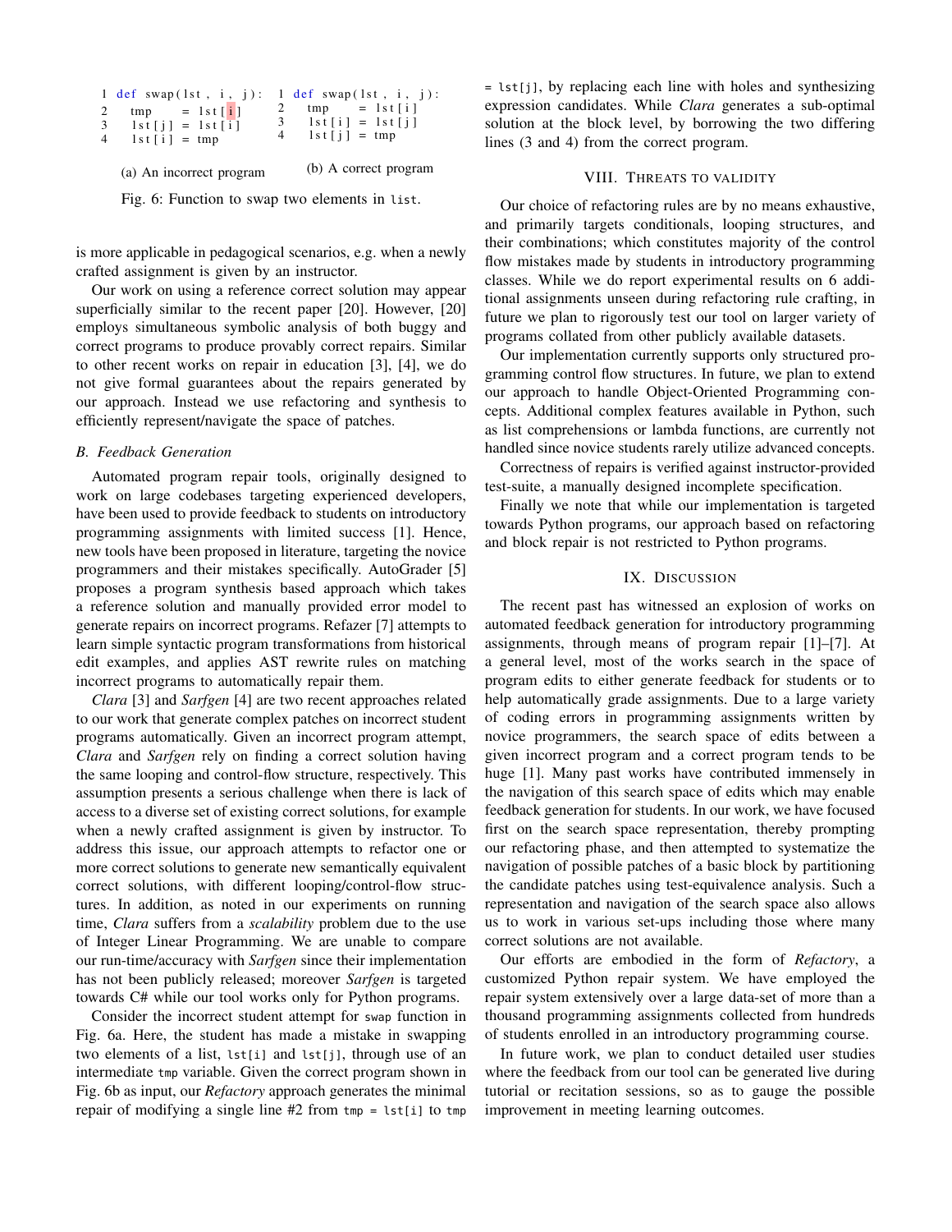```python
1 def swap(lst, i, j):
2     tmp     = lst[i]
3     lst[j] = lst[i]
4     lst[i] = tmp
```

(a) An incorrect program

```python
1 def swap(lst, i, j):
2     tmp     = lst[i]
3     lst[i] = lst[j]
4     lst[j] = tmp
```

(b) A correct program

Fig. 6: Function to swap two elements in `list`.

is more applicable in pedagogical scenarios, e.g. when a newly crafted assignment is given by an instructor.

Our work on using a reference correct solution may appear superficially similar to the recent paper [20]. However, [20] employs simultaneous symbolic analysis of both buggy and correct programs to produce provably correct repairs. Similar to other recent works on repair in education [3], [4], we do not give formal guarantees about the repairs generated by our approach. Instead we use refactoring and synthesis to efficiently represent/navigate the space of patches.

### B. Feedback Generation

Automated program repair tools, originally designed to work on large codebases targeting experienced developers, have been used to provide feedback to students on introductory programming assignments with limited success [1]. Hence, new tools have been proposed in literature, targeting the novice programmers and their mistakes specifically. AutoGrader [5] proposes a program synthesis based approach which takes a reference solution and manually provided error model to generate repairs on incorrect programs. Refazer [7] attempts to learn simple syntactic program transformations from historical edit examples, and applies AST rewrite rules on matching incorrect programs to automatically repair them.

*Clara* [3] and *Sarfgen* [4] are two recent approaches related to our work that generate complex patches on incorrect student programs automatically. Given an incorrect program attempt, *Clara* and *Sarfgen* rely on finding a correct solution having the same looping and control-flow structure, respectively. This assumption presents a serious challenge when there is lack of access to a diverse set of existing correct solutions, for example when a newly crafted assignment is given by instructor. To address this issue, our approach attempts to refactor one or more correct solutions to generate new semantically equivalent correct solutions, with different looping/control-flow structures. In addition, as noted in our experiments on running time, *Clara* suffers from a *scalability* problem due to the use of Integer Linear Programming. We are unable to compare our run-time/accuracy with *Sarfgen* since their implementation has not been publicly released; moreover *Sarfgen* is targeted towards C# while our tool works only for Python programs.

Consider the incorrect student attempt for `swap` function in Fig. 6a. Here, the student has made a mistake in swapping two elements of a list, `lst[i]` and `lst[j]`, through use of an intermediate `tmp` variable. Given the correct program shown in Fig. 6b as input, our *Refactory* approach generates the minimal repair of modifying a single line #2 from `tmp = lst[i]` to `tmp = lst[j]`, by replacing each line with holes and synthesizing expression candidates. While *Clara* generates a sub-optimal solution at the block level, by borrowing the two differing lines (3 and 4) from the correct program.

## VIII. Threats to Validity

Our choice of refactoring rules are by no means exhaustive, and primarily targets conditionals, looping structures, and their combinations; which constitutes majority of the control flow mistakes made by students in introductory programming classes. While we do report experimental results on 6 additional assignments unseen during refactoring rule crafting, in future we plan to rigorously test our tool on larger variety of programs collated from other publicly available datasets.

Our implementation currently supports only structured programming control flow structures. In future, we plan to extend our approach to handle Object-Oriented Programming concepts. Additional complex features available in Python, such as list comprehensions or lambda functions, are currently not handled since novice students rarely utilize advanced concepts.

Correctness of repairs is verified against instructor-provided test-suite, a manually designed incomplete specification.

Finally we note that while our implementation is targeted towards Python programs, our approach based on refactoring and block repair is not restricted to Python programs.

## IX. Discussion

The recent past has witnessed an explosion of works on automated feedback generation for introductory programming assignments, through means of program repair [1]–[7]. At a general level, most of the works search in the space of program edits to either generate feedback for students or to help automatically grade assignments. Due to a large variety of coding errors in programming assignments written by novice programmers, the search space of edits between a given incorrect program and a correct program tends to be huge [1]. Many past works have contributed immensely in the navigation of this search space of edits which may enable feedback generation for students. In our work, we have focused first on the search space representation, thereby prompting our refactoring phase, and then attempted to systematize the navigation of possible patches of a basic block by partitioning the candidate patches using test-equivalence analysis. Such a representation and navigation of the search space also allows us to work in various set-ups including those where many correct solutions are not available.

Our efforts are embodied in the form of *Refactory*, a customized Python repair system. We have employed the repair system extensively over a large data-set of more than a thousand programming assignments collected from hundreds of students enrolled in an introductory programming course.

In future work, we plan to conduct detailed user studies where the feedback from our tool can be generated live during tutorial or recitation sessions, so as to gauge the possible improvement in meeting learning outcomes.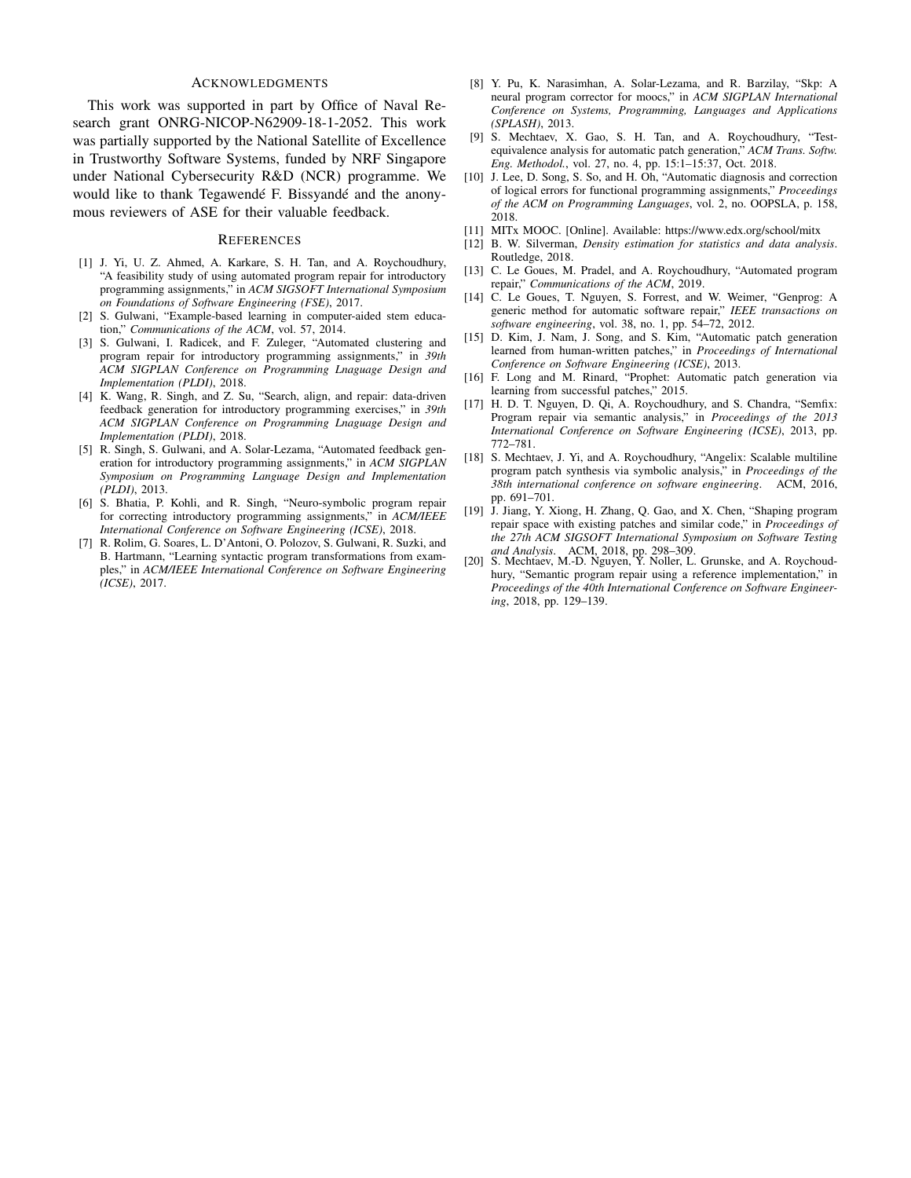## Acknowledgments

This work was supported in part by Office of Naval Research grant ONRG-NICOP-N62909-18-1-2052. This work was partially supported by the National Satellite of Excellence in Trustworthy Software Systems, funded by NRF Singapore under National Cybersecurity R&D (NCR) programme. We would like to thank Tegawendé F. Bissyandé and the anonymous reviewers of ASE for their valuable feedback.

## References

[1] J. Yi, U. Z. Ahmed, A. Karkare, S. H. Tan, and A. Roychoudhury, "A feasibility study of using automated program repair for introductory programming assignments," in *ACM SIGSOFT International Symposium on Foundations of Software Engineering (FSE)*, 2017.

[2] S. Gulwani, "Example-based learning in computer-aided stem education," *Communications of the ACM*, vol. 57, 2014.

[3] S. Gulwani, I. Radicek, and F. Zuleger, "Automated clustering and program repair for introductory programming assignments," in *39th ACM SIGPLAN Conference on Programming Lnaguage Design and Implementation (PLDI)*, 2018.

[4] K. Wang, R. Singh, and Z. Su, "Search, align, and repair: data-driven feedback generation for introductory programming exercises," in *39th ACM SIGPLAN Conference on Programming Lnaguage Design and Implementation (PLDI)*, 2018.

[5] R. Singh, S. Gulwani, and A. Solar-Lezama, "Automated feedback generation for introductory programming assignments," in *ACM SIGPLAN Symposium on Programming Language Design and Implementation (PLDI)*, 2013.

[6] S. Bhatia, P. Kohli, and R. Singh, "Neuro-symbolic program repair for correcting introductory programming assignments," in *ACM/IEEE International Conference on Software Engineering (ICSE)*, 2018.

[7] R. Rolim, G. Soares, L. D'Antoni, O. Polozov, S. Gulwani, R. Suzki, and B. Hartmann, "Learning syntactic program transformations from examples," in *ACM/IEEE International Conference on Software Engineering (ICSE)*, 2017.

[8] Y. Pu, K. Narasimhan, A. Solar-Lezama, and R. Barzilay, "Skp: A neural program corrector for moocs," in *ACM SIGPLAN International Conference on Systems, Programming, Languages and Applications (SPLASH)*, 2013.

[9] S. Mechtaev, X. Gao, S. H. Tan, and A. Roychoudhury, "Test-equivalence analysis for automatic patch generation," *ACM Trans. Softw. Eng. Methodol.*, vol. 27, no. 4, pp. 15:1–15:37, Oct. 2018.

[10] J. Lee, D. Song, S. So, and H. Oh, "Automatic diagnosis and correction of logical errors for functional programming assignments," *Proceedings of the ACM on Programming Languages*, vol. 2, no. OOPSLA, p. 158, 2018.

[11] MITx MOOC. [Online]. Available: https://www.edx.org/school/mitx

[12] B. W. Silverman, *Density estimation for statistics and data analysis*. Routledge, 2018.

[13] C. Le Goues, M. Pradel, and A. Roychoudhury, "Automated program repair," *Communications of the ACM*, 2019.

[14] C. Le Goues, T. Nguyen, S. Forrest, and W. Weimer, "Genprog: A generic method for automatic software repair," *IEEE transactions on software engineering*, vol. 38, no. 1, pp. 54–72, 2012.

[15] D. Kim, J. Nam, J. Song, and S. Kim, "Automatic patch generation learned from human-written patches," in *Proceedings of International Conference on Software Engineering (ICSE)*, 2013.

[16] F. Long and M. Rinard, "Prophet: Automatic patch generation via learning from successful patches," 2015.

[17] H. D. T. Nguyen, D. Qi, A. Roychoudhury, and S. Chandra, "Semfix: Program repair via semantic analysis," in *Proceedings of the 2013 International Conference on Software Engineering (ICSE)*, 2013, pp. 772–781.

[18] S. Mechtaev, J. Yi, and A. Roychoudhury, "Angelix: Scalable multiline program patch synthesis via symbolic analysis," in *Proceedings of the 38th international conference on software engineering*. ACM, 2016, pp. 691–701.

[19] J. Jiang, Y. Xiong, H. Zhang, Q. Gao, and X. Chen, "Shaping program repair space with existing patches and similar code," in *Proceedings of the 27th ACM SIGSOFT International Symposium on Software Testing and Analysis*. ACM, 2018, pp. 298–309.

[20] S. Mechtaev, M.-D. Nguyen, Y. Noller, L. Grunske, and A. Roychoudhury, "Semantic program repair using a reference implementation," in *Proceedings of the 40th International Conference on Software Engineering*, 2018, pp. 129–139.